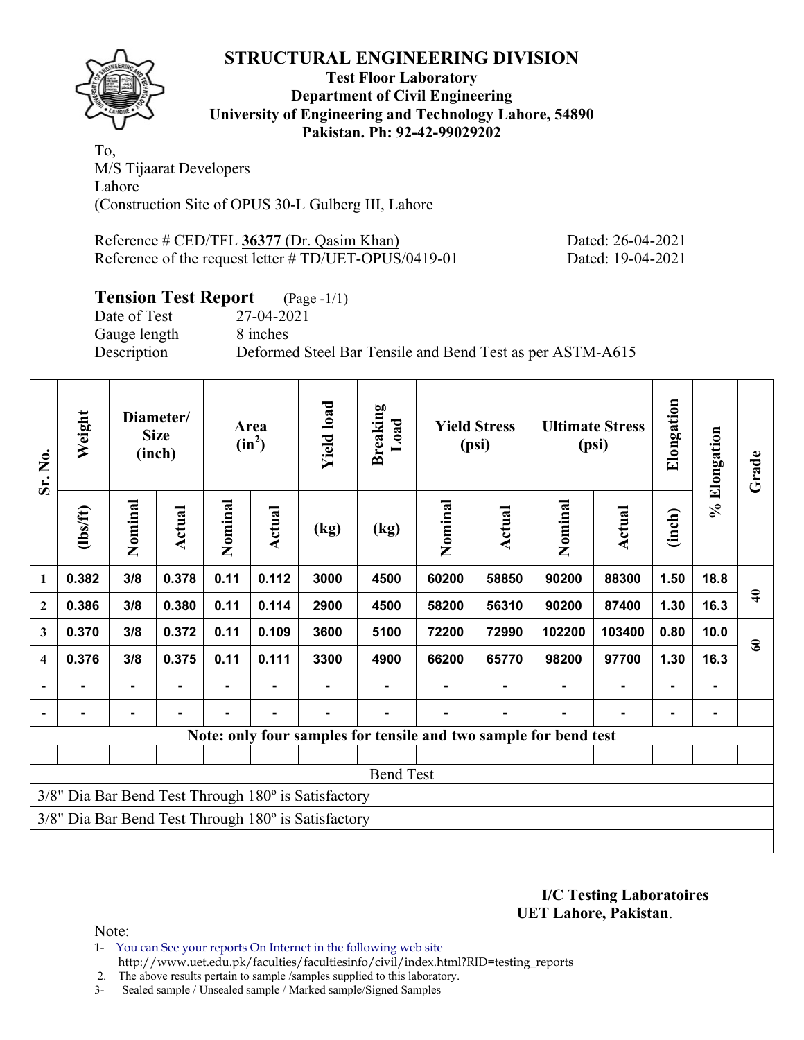# STRUCTURAL ENGINEERING DIVISION

**Test Floor Laboratory**
**Department of Civil Engineering**
**University of Engineering and Technology Lahore, 54890**
**Pakistan. Ph: 92-42-99029202**

To,
M/S Tijaarat Developers
Lahore
(Construction Site of OPUS 30-L Gulberg III, Lahore

Reference # CED/TFL **36377** (Dr. Qasim Khan) Dated: 26-04-2021
Reference of the request letter # TD/UET-OPUS/0419-01 Dated: 19-04-2021

## Tension Test Report (Page -1/1)

Date of Test 27-04-2021
Gauge length 8 inches
Description Deformed Steel Bar Tensile and Bend Test as per ASTM-A615

| Sr. No. | Weight | Diameter/ Size (inch) | | Area ($in^2$) | | Yield load | Breaking Load | Yield Stress (psi) | | Ultimate Stress (psi) | | Elongation | % Elongation | Grade |
|---|---|---|---|---|---|---|---|---|---|---|---|---|---|---|
| | (lbs/ft) | Nominal | Actual | Nominal | Actual | (kg) | (kg) | Nominal | Actual | Nominal | Actual | (inch) | | |
| 1 | 0.382 | 3/8 | 0.378 | 0.11 | 0.112 | 3000 | 4500 | 60200 | 58850 | 90200 | 88300 | 1.50 | 18.8 | 40 |
| 2 | 0.386 | 3/8 | 0.380 | 0.11 | 0.114 | 2900 | 4500 | 58200 | 56310 | 90200 | 87400 | 1.30 | 16.3 | |
| 3 | 0.370 | 3/8 | 0.372 | 0.11 | 0.109 | 3600 | 5100 | 72200 | 72990 | 102200 | 103400 | 0.80 | 10.0 | 60 |
| 4 | 0.376 | 3/8 | 0.375 | 0.11 | 0.111 | 3300 | 4900 | 66200 | 65770 | 98200 | 97700 | 1.30 | 16.3 | |
| - | - | - | - | - | - | - | - | - | - | - | - | - | - | |
| - | - | - | - | - | - | - | - | - | - | - | - | - | - | |
| Note: only four samples for tensile and two sample for bend test | | | | | | | | | | | | | | |
| Bend Test | | | | | | | | | | | | | | |
| 3/8" Dia Bar Bend Test Through 180º is Satisfactory | | | | | | | | | | | | | | |
| 3/8" Dia Bar Bend Test Through 180º is Satisfactory | | | | | | | | | | | | | | |

**I/C Testing Laboratoires**
**UET Lahore, Pakistan**.

Note:
1- You can See your reports On Internet in the following web site
http://www.uet.edu.pk/faculties/facultiesinfo/civil/index.html?RID=testing_reports
2. The above results pertain to sample /samples supplied to this laboratory.
3- Sealed sample / Unsealed sample / Marked sample/Signed Samples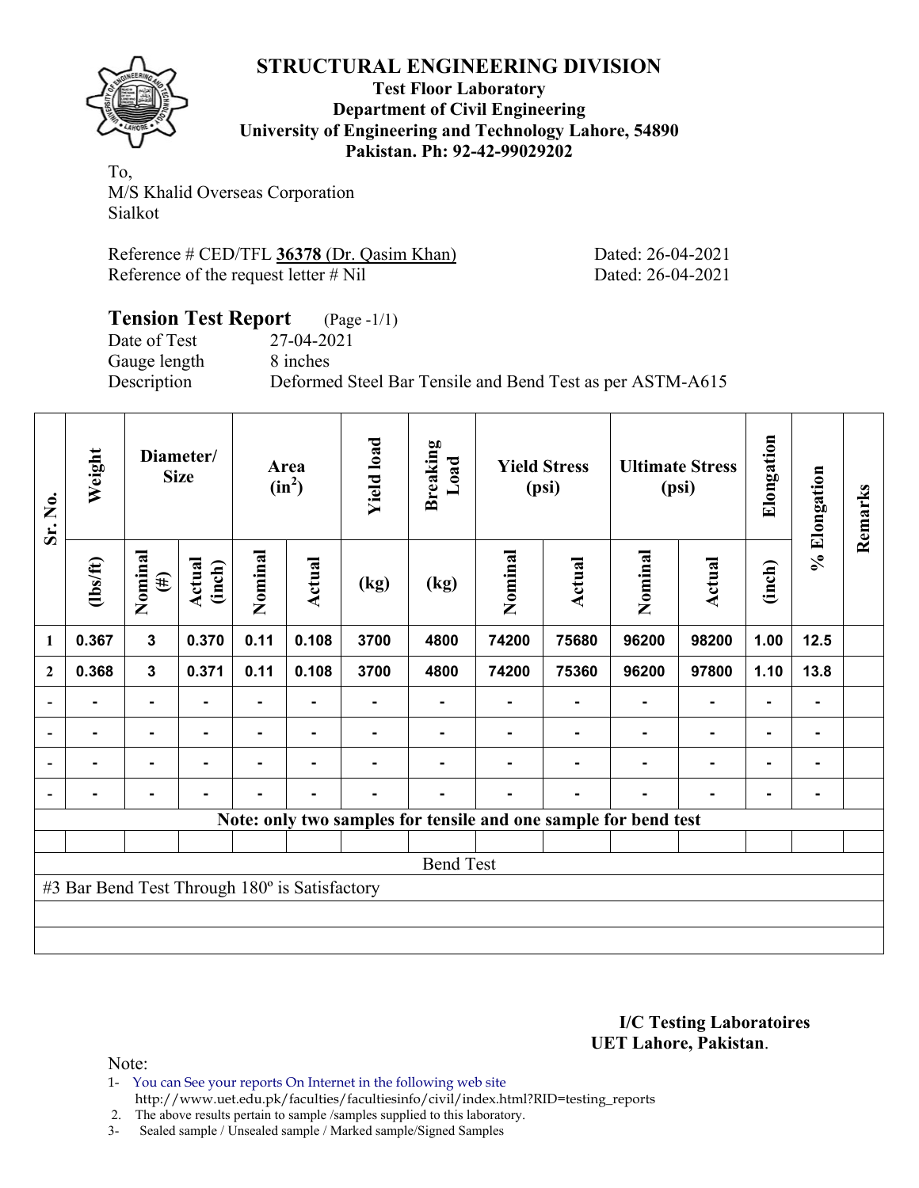# STRUCTURAL ENGINEERING DIVISION

**Test Floor Laboratory**
**Department of Civil Engineering**
**University of Engineering and Technology Lahore, 54890**
**Pakistan. Ph: 92-42-99029202**

To,
M/S Khalid Overseas Corporation
Sialkot

Reference # CED/TFL **36378** (Dr. Qasim Khan) Dated: 26-04-2021
Reference of the request letter # Nil Dated: 26-04-2021

## Tension Test Report (Page -1/1)

Date of Test 27-04-2021
Gauge length 8 inches
Description Deformed Steel Bar Tensile and Bend Test as per ASTM-A615

| Sr. No. | Weight | Diameter/ Size | | Area ($in^2$) | | Yield load | Breaking Load | Yield Stress (psi) | | Ultimate Stress (psi) | | Elongation | % Elongation | Remarks |
|---|---|---|---|---|---|---|---|---|---|---|---|---|---|---|
| | (lbs/ft) | Nominal (#) | Actual (inch) | Nominal | Actual | (kg) | (kg) | Nominal | Actual | Nominal | Actual | (inch) | | |
| 1 | 0.367 | 3 | 0.370 | 0.11 | 0.108 | 3700 | 4800 | 74200 | 75680 | 96200 | 98200 | 1.00 | 12.5 | |
| 2 | 0.368 | 3 | 0.371 | 0.11 | 0.108 | 3700 | 4800 | 74200 | 75360 | 96200 | 97800 | 1.10 | 13.8 | |
| - | - | - | - | - | - | - | - | - | - | - | - | - | - | |
| - | - | - | - | - | - | - | - | - | - | - | - | - | - | |
| - | - | - | - | - | - | - | - | - | - | - | - | - | - | |
| - | - | - | - | - | - | - | - | - | - | - | - | - | - | |
| **Note: only two samples for tensile and one sample for bend test** | | | | | | | | | | | | | | |
| | | | | | | | | | | | | | | |
| Bend Test | | | | | | | | | | | | | | |
| #3 Bar Bend Test Through 180º is Satisfactory | | | | | | | | | | | | | | |

**I/C Testing Laboratoires**
**UET Lahore, Pakistan**.

Note:

1- You can See your reports On Internet in the following web site
http://www.uet.edu.pk/faculties/facultiesinfo/civil/index.html?RID=testing_reports
2. The above results pertain to sample /samples supplied to this laboratory.
3- Sealed sample / Unsealed sample / Marked sample/Signed Samples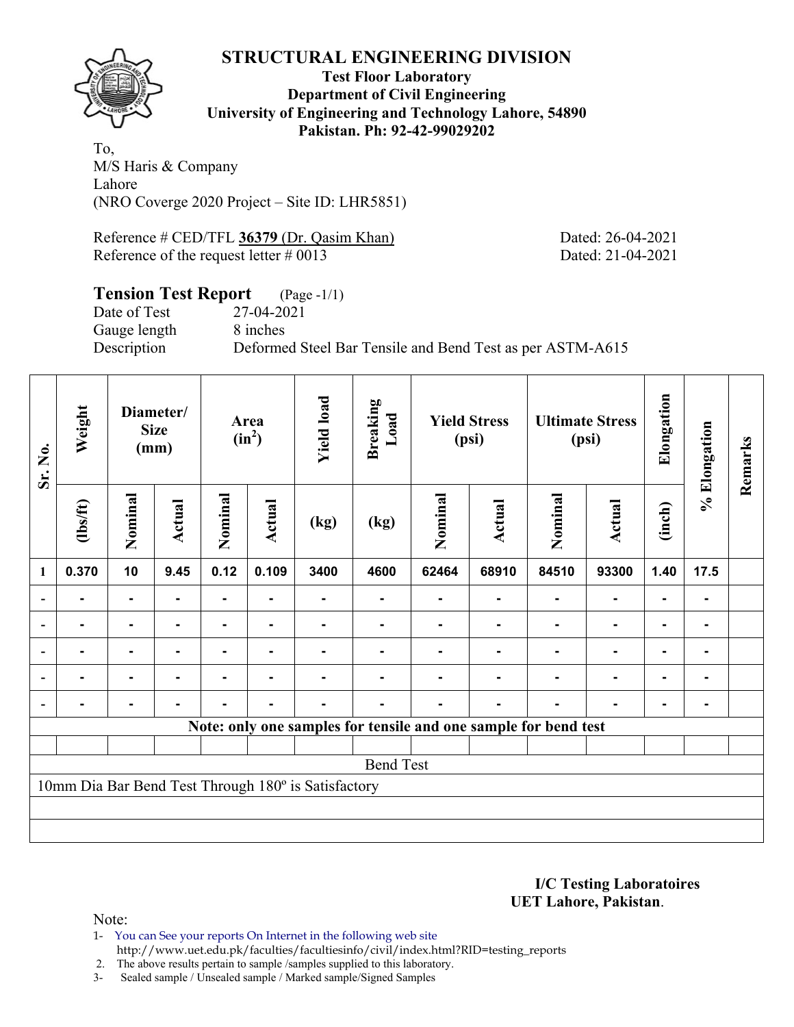# STRUCTURAL ENGINEERING DIVISION

**Test Floor Laboratory**
**Department of Civil Engineering**
**University of Engineering and Technology Lahore, 54890**
**Pakistan. Ph: 92-42-99029202**

To,
M/S Haris & Company
Lahore
(NRO Coverge 2020 Project – Site ID: LHR5851)

Reference # CED/TFL **36379** (Dr. Qasim Khan) Dated: 26-04-2021
Reference of the request letter # 0013 Dated: 21-04-2021

## Tension Test Report (Page -1/1)

Date of Test 27-04-2021
Gauge length 8 inches
Description Deformed Steel Bar Tensile and Bend Test as per ASTM-A615

| Sr. No. | Weight | Diameter/ Size (mm) | | Area ($in^2$) | | Yield load | Breaking Load | Yield Stress (psi) | | Ultimate Stress (psi) | | Elongation | % Elongation | Remarks |
|---|---|---|---|---|---|---|---|---|---|---|---|---|---|---|
| | (lbs/ft) | Nominal | Actual | Nominal | Actual | (kg) | (kg) | Nominal | Actual | Nominal | Actual | (inch) | | |
| 1 | 0.370 | 10 | 9.45 | 0.12 | 0.109 | 3400 | 4600 | 62464 | 68910 | 84510 | 93300 | 1.40 | 17.5 | |
| - | - | - | - | - | - | - | - | - | - | - | - | - | - | |
| - | - | - | - | - | - | - | - | - | - | - | - | - | - | |
| - | - | - | - | - | - | - | - | - | - | - | - | - | - | |
| - | - | - | - | - | - | - | - | - | - | - | - | - | - | |
| - | - | - | - | - | - | - | - | - | - | - | - | - | - | |
| **Note: only one samples for tensile and one sample for bend test** | | | | | | | | | | | | | | |
| | | | | | | | | | | | | | | |
| Bend Test | | | | | | | | | | | | | | |
| 10mm Dia Bar Bend Test Through 180º is Satisfactory | | | | | | | | | | | | | | |

**I/C Testing Laboratoires**
**UET Lahore, Pakistan**.

Note:
1- You can See your reports On Internet in the following web site
http://www.uet.edu.pk/faculties/facultiesinfo/civil/index.html?RID=testing_reports
2. The above results pertain to sample /samples supplied to this laboratory.
3- Sealed sample / Unsealed sample / Marked sample/Signed Samples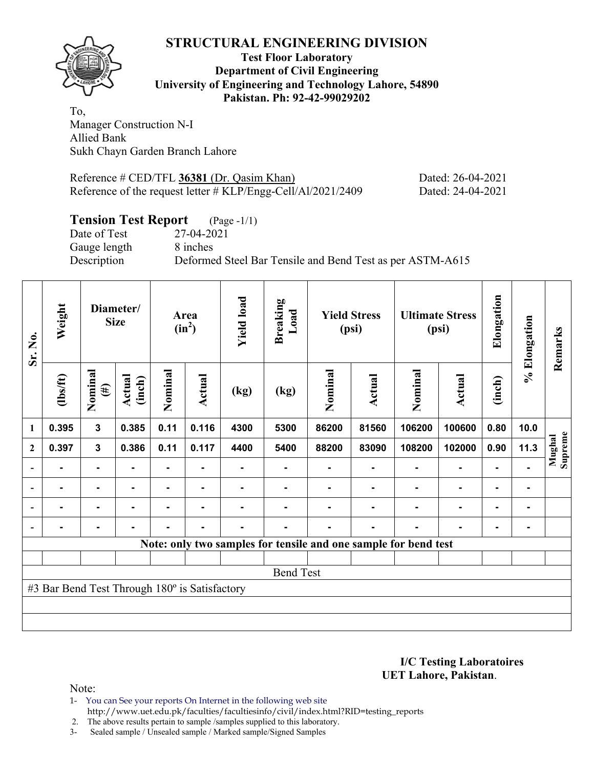# STRUCTURAL ENGINEERING DIVISION

**Test Floor Laboratory**
**Department of Civil Engineering**
**University of Engineering and Technology Lahore, 54890**
**Pakistan. Ph: 92-42-99029202**

To,
Manager Construction N-I
Allied Bank
Sukh Chayn Garden Branch Lahore

Reference # CED/TFL **36381** (Dr. Qasim Khan) Dated: 26-04-2021
Reference of the request letter # KLP/Engg-Cell/Al/2021/2409 Dated: 24-04-2021

## Tension Test Report (Page -1/1)

Date of Test 27-04-2021
Gauge length 8 inches
Description Deformed Steel Bar Tensile and Bend Test as per ASTM-A615

| Sr. No. | Weight | Diameter/ Size | | Area ($in^2$) | | Yield load | Breaking Load | Yield Stress (psi) | | Ultimate Stress (psi) | | Elongation | % Elongation | Remarks |
|---|---|---|---|---|---|---|---|---|---|---|---|---|---|---|
| | (lbs/ft) | Nominal (#) | Actual (inch) | Nominal | Actual | (kg) | (kg) | Nominal | Actual | Nominal | Actual | (inch) | | |
| 1 | 0.395 | 3 | 0.385 | 0.11 | 0.116 | 4300 | 5300 | 86200 | 81560 | 106200 | 100600 | 0.80 | 10.0 | Mughal Supreme |
| 2 | 0.397 | 3 | 0.386 | 0.11 | 0.117 | 4400 | 5400 | 88200 | 83090 | 108200 | 102000 | 0.90 | 11.3 | |
| - | - | - | - | - | - | - | - | - | - | - | - | - | - | |
| - | - | - | - | - | - | - | - | - | - | - | - | - | - | |
| - | - | - | - | - | - | - | - | - | - | - | - | - | - | |
| - | - | - | - | - | - | - | - | - | - | - | - | - | - | |

**Note: only two samples for tensile and one sample for bend test**

Bend Test

#3 Bar Bend Test Through 180º is Satisfactory

**I/C Testing Laboratoires**
**UET Lahore, Pakistan**.

Note:
1- You can See your reports On Internet in the following web site
http://www.uet.edu.pk/faculties/facultiesinfo/civil/index.html?RID=testing_reports
2. The above results pertain to sample /samples supplied to this laboratory.
3- Sealed sample / Unsealed sample / Marked sample/Signed Samples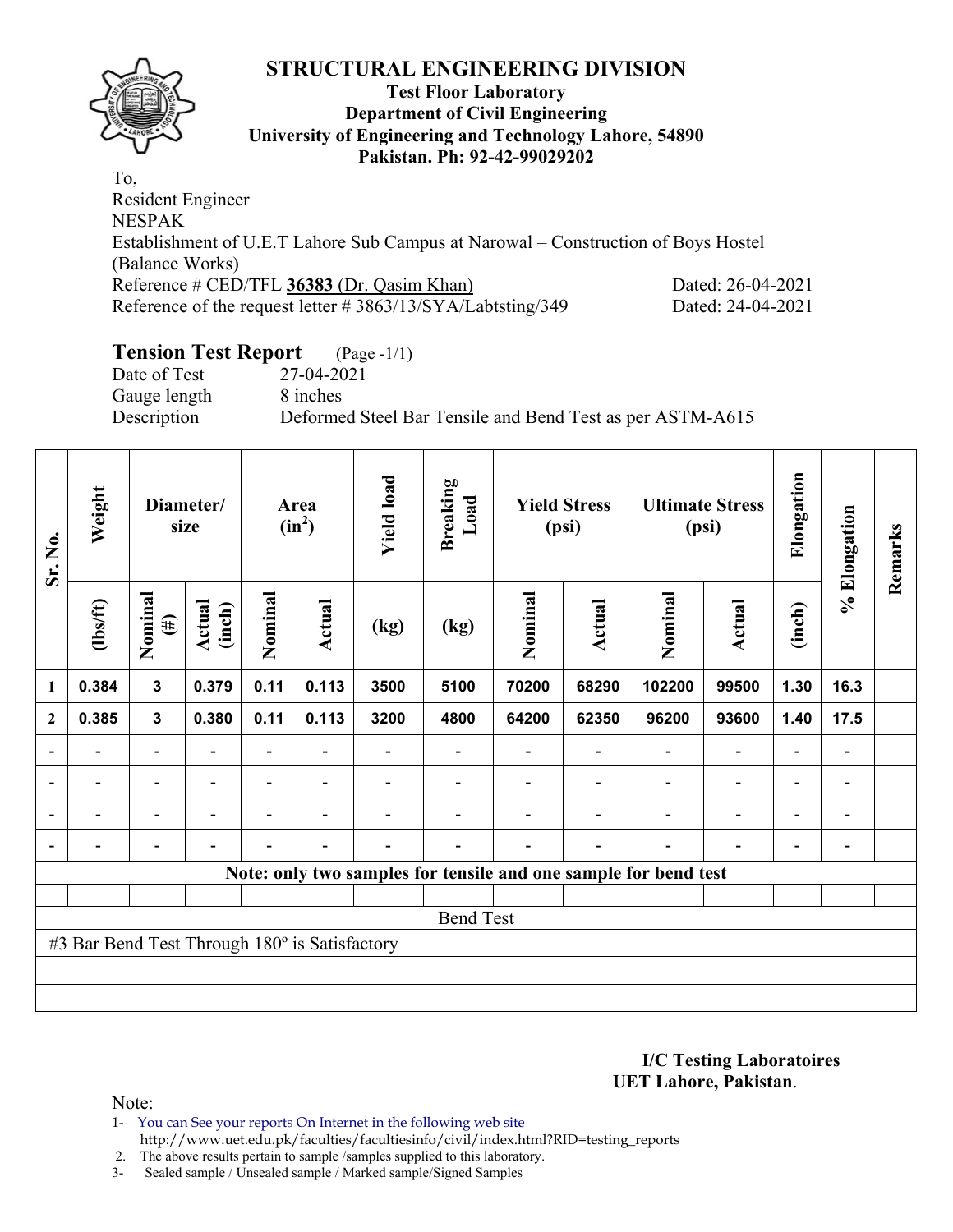# STRUCTURAL ENGINEERING DIVISION

**Test Floor Laboratory**
**Department of Civil Engineering**
**University of Engineering and Technology Lahore, 54890**
**Pakistan. Ph: 92-42-99029202**

To,
Resident Engineer
NESPAK
Establishment of U.E.T Lahore Sub Campus at Narowal – Construction of Boys Hostel (Balance Works)
Reference # CED/TFL **36383** (Dr. Qasim Khan) Dated: 26-04-2021
Reference of the request letter # 3863/13/SYA/Labtsting/349 Dated: 24-04-2021

## Tension Test Report (Page -1/1)

Date of Test 27-04-2021
Gauge length 8 inches
Description Deformed Steel Bar Tensile and Bend Test as per ASTM-A615

| Sr. No. | Weight | Diameter/ size | | Area ($in^2$) | | Yield load | Breaking Load | Yield Stress (psi) | | Ultimate Stress (psi) | | Elongation | % Elongation | Remarks |
|---|---|---|---|---|---|---|---|---|---|---|---|---|---|---|
| | (lbs/ft) | Nominal (#) | Actual (inch) | Nominal | Actual | (kg) | (kg) | Nominal | Actual | Nominal | Actual | (inch) | | |
| 1 | 0.384 | 3 | 0.379 | 0.11 | 0.113 | 3500 | 5100 | 70200 | 68290 | 102200 | 99500 | 1.30 | 16.3 | |
| 2 | 0.385 | 3 | 0.380 | 0.11 | 0.113 | 3200 | 4800 | 64200 | 62350 | 96200 | 93600 | 1.40 | 17.5 | |
| - | - | - | - | - | - | - | - | - | - | - | - | - | - | |
| - | - | - | - | - | - | - | - | - | - | - | - | - | - | |
| - | - | - | - | - | - | - | - | - | - | - | - | - | - | |
| - | - | - | - | - | - | - | - | - | - | - | - | - | - | |

**Note: only two samples for tensile and one sample for bend test**

Bend Test

#3 Bar Bend Test Through 180º is Satisfactory

**I/C Testing Laboratoires**
**UET Lahore, Pakistan**.

Note:
1- You can See your reports On Internet in the following web site
http://www.uet.edu.pk/faculties/facultiesinfo/civil/index.html?RID=testing_reports
2. The above results pertain to sample /samples supplied to this laboratory.
3- Sealed sample / Unsealed sample / Marked sample/Signed Samples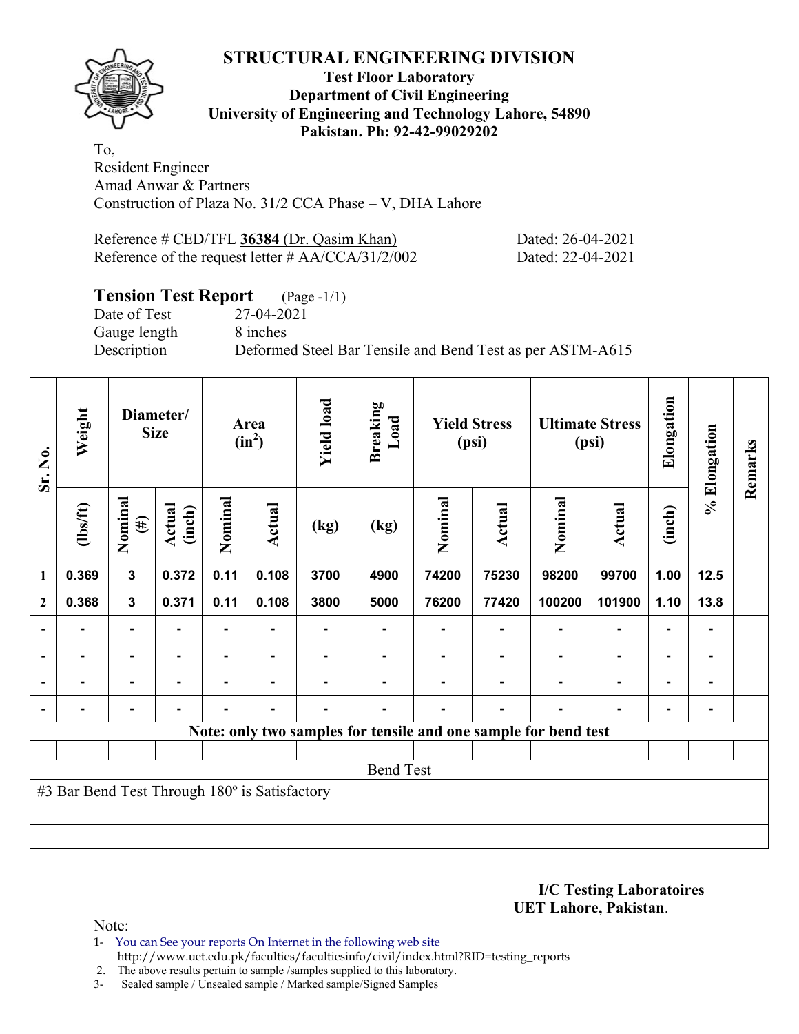# STRUCTURAL ENGINEERING DIVISION

**Test Floor Laboratory**
**Department of Civil Engineering**
**University of Engineering and Technology Lahore, 54890**
**Pakistan. Ph: 92-42-99029202**

To,
Resident Engineer
Amad Anwar & Partners
Construction of Plaza No. 31/2 CCA Phase – V, DHA Lahore

Reference # CED/TFL **36384** (Dr. Qasim Khan) Dated: 26-04-2021
Reference of the request letter # AA/CCA/31/2/002 Dated: 22-04-2021

## Tension Test Report (Page -1/1)

Date of Test 27-04-2021
Gauge length 8 inches
Description Deformed Steel Bar Tensile and Bend Test as per ASTM-A615

| Sr. No. | Weight | Diameter/ Size | | Area ($in^2$) | | Yield load | Breaking Load | Yield Stress (psi) | | Ultimate Stress (psi) | | Elongation | % Elongation | Remarks |
|---|---|---|---|---|---|---|---|---|---|---|---|---|---|---|
| | (lbs/ft) | Nominal (#) | Actual (inch) | Nominal | Actual | (kg) | (kg) | Nominal | Actual | Nominal | Actual | (inch) | | |
| 1 | 0.369 | 3 | 0.372 | 0.11 | 0.108 | 3700 | 4900 | 74200 | 75230 | 98200 | 99700 | 1.00 | 12.5 | |
| 2 | 0.368 | 3 | 0.371 | 0.11 | 0.108 | 3800 | 5000 | 76200 | 77420 | 100200 | 101900 | 1.10 | 13.8 | |
| - | - | - | - | - | - | - | - | - | - | - | - | - | - | |
| - | - | - | - | - | - | - | - | - | - | - | - | - | - | |
| - | - | - | - | - | - | - | - | - | - | - | - | - | - | |
| - | - | - | - | - | - | - | - | - | - | - | - | - | - | |

**Note: only two samples for tensile and one sample for bend test**

Bend Test

#3 Bar Bend Test Through 180º is Satisfactory

**I/C Testing Laboratoires**
**UET Lahore, Pakistan**.

Note:
1- You can See your reports On Internet in the following web site
http://www.uet.edu.pk/faculties/facultiesinfo/civil/index.html?RID=testing_reports
2. The above results pertain to sample /samples supplied to this laboratory.
3- Sealed sample / Unsealed sample / Marked sample/Signed Samples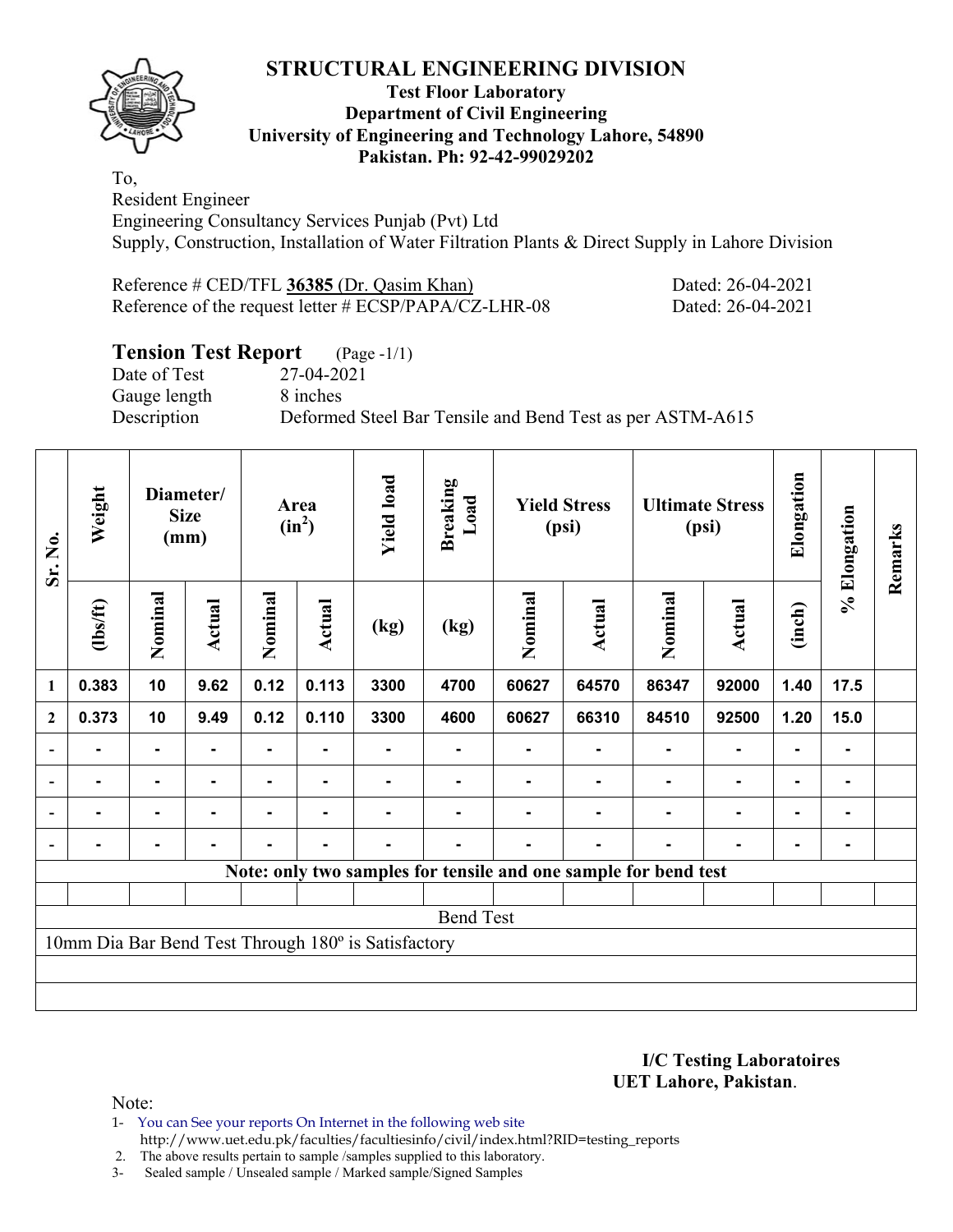# STRUCTURAL ENGINEERING DIVISION

**Test Floor Laboratory**
**Department of Civil Engineering**
**University of Engineering and Technology Lahore, 54890**
**Pakistan. Ph: 92-42-99029202**

To,
Resident Engineer
Engineering Consultancy Services Punjab (Pvt) Ltd
Supply, Construction, Installation of Water Filtration Plants & Direct Supply in Lahore Division

Reference # CED/TFL **36385** (Dr. Qasim Khan) Dated: 26-04-2021
Reference of the request letter # ECSP/PAPA/CZ-LHR-08 Dated: 26-04-2021

## Tension Test Report (Page -1/1)

Date of Test 27-04-2021
Gauge length 8 inches
Description Deformed Steel Bar Tensile and Bend Test as per ASTM-A615

| Sr. No. | Weight | Diameter/ Size (mm) | | Area ($in^2$) | | Yield load | Breaking Load | Yield Stress (psi) | | Ultimate Stress (psi) | | Elongation | % Elongation | Remarks |
|---|---|---|---|---|---|---|---|---|---|---|---|---|---|---|
| | (lbs/ft) | Nominal | Actual | Nominal | Actual | (kg) | (kg) | Nominal | Actual | Nominal | Actual | (inch) | | |
| 1 | 0.383 | 10 | 9.62 | 0.12 | 0.113 | 3300 | 4700 | 60627 | 64570 | 86347 | 92000 | 1.40 | 17.5 | |
| 2 | 0.373 | 10 | 9.49 | 0.12 | 0.110 | 3300 | 4600 | 60627 | 66310 | 84510 | 92500 | 1.20 | 15.0 | |
| - | - | - | - | - | - | - | - | - | - | - | - | - | - | |
| - | - | - | - | - | - | - | - | - | - | - | - | - | - | |
| - | - | - | - | - | - | - | - | - | - | - | - | - | - | |
| - | - | - | - | - | - | - | - | - | - | - | - | - | - | |

**Note: only two samples for tensile and one sample for bend test**

Bend Test

10mm Dia Bar Bend Test Through 180º is Satisfactory

**I/C Testing Laboratoires**
**UET Lahore, Pakistan**.

Note:
1- You can See your reports On Internet in the following web site
http://www.uet.edu.pk/faculties/facultiesinfo/civil/index.html?RID=testing_reports
2. The above results pertain to sample /samples supplied to this laboratory.
3- Sealed sample / Unsealed sample / Marked sample/Signed Samples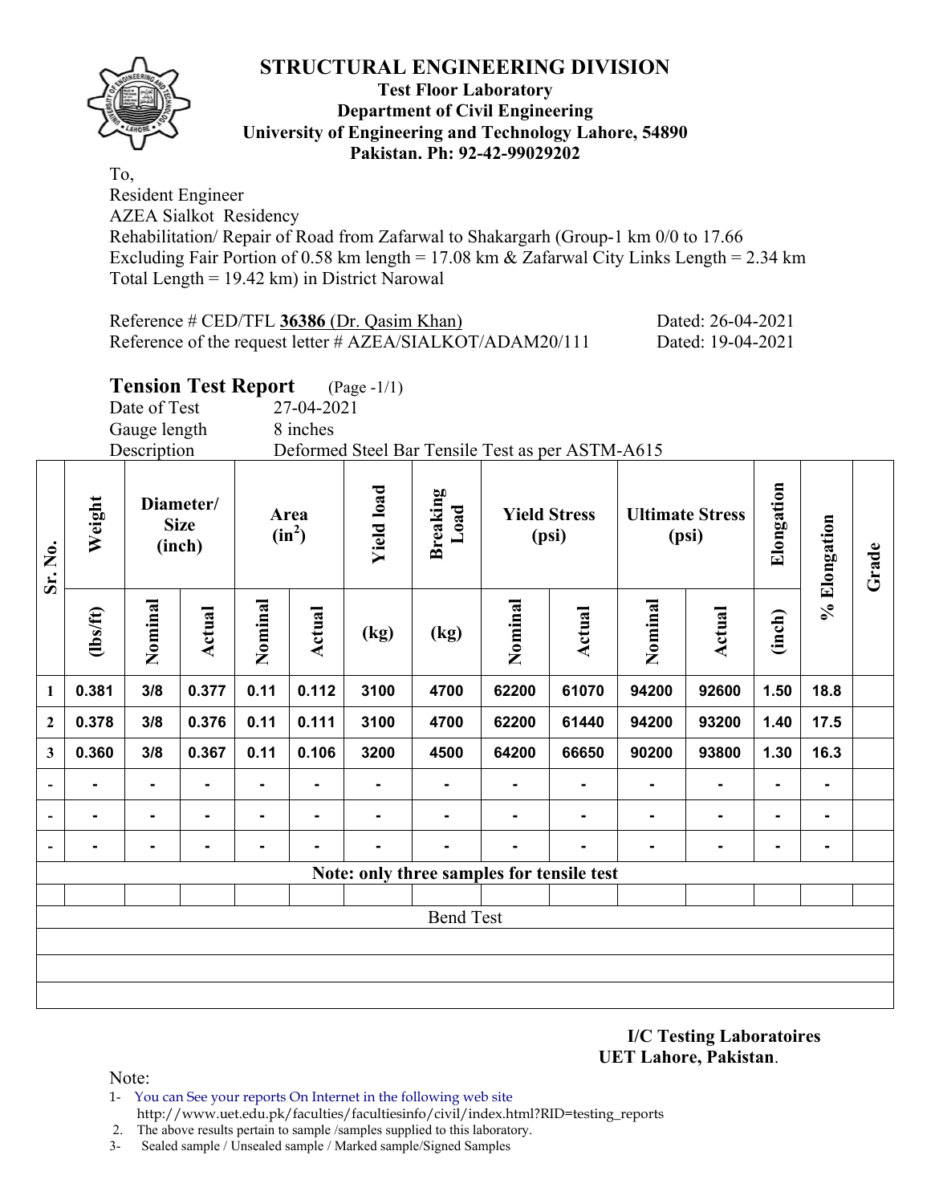# STRUCTURAL ENGINEERING DIVISION

**Test Floor Laboratory**
**Department of Civil Engineering**
**University of Engineering and Technology Lahore, 54890**
**Pakistan. Ph: 92-42-99029202**

To,
Resident Engineer
AZEA Sialkot Residency
Rehabilitation/ Repair of Road from Zafarwal to Shakargarh (Group-1 km 0/0 to 17.66 Excluding Fair Portion of 0.58 km length = 17.08 km & Zafarwal City Links Length = 2.34 km Total Length = 19.42 km) in District Narowal

Reference # CED/TFL **36386** (Dr. Qasim Khan) Dated: 26-04-2021
Reference of the request letter # AZEA/SIALKOT/ADAM20/111 Dated: 19-04-2021

## Tension Test Report (Page -1/1)

Date of Test 27-04-2021
Gauge length 8 inches
Description Deformed Steel Bar Tensile Test as per ASTM-A615

| Sr. No. | Weight | Diameter/ Size (inch) | | Area ($in^2$) | | Yield load | Breaking Load | Yield Stress (psi) | | Ultimate Stress (psi) | | Elongation | % Elongation | Grade |
|---|---|---|---|---|---|---|---|---|---|---|---|---|---|---|
| | (lbs/ft) | Nominal | Actual | Nominal | Actual | (kg) | (kg) | Nominal | Actual | Nominal | Actual | (inch) | | |
| 1 | 0.381 | 3/8 | 0.377 | 0.11 | 0.112 | 3100 | 4700 | 62200 | 61070 | 94200 | 92600 | 1.50 | 18.8 | |
| 2 | 0.378 | 3/8 | 0.376 | 0.11 | 0.111 | 3100 | 4700 | 62200 | 61440 | 94200 | 93200 | 1.40 | 17.5 | |
| 3 | 0.360 | 3/8 | 0.367 | 0.11 | 0.106 | 3200 | 4500 | 64200 | 66650 | 90200 | 93800 | 1.30 | 16.3 | |
| - | - | - | - | - | - | - | - | - | - | - | - | - | - | |
| - | - | - | - | - | - | - | - | - | - | - | - | - | - | |
| - | - | - | - | - | - | - | - | - | - | - | - | - | - | |
| **Note: only three samples for tensile test** | | | | | | | | | | | | | | |
| | | | | | | | | | | | | | | |
| Bend Test | | | | | | | | | | | | | | |

**I/C Testing Laboratoires**
**UET Lahore, Pakistan**.

Note:
1- You can See your reports On Internet in the following web site http://www.uet.edu.pk/faculties/facultiesinfo/civil/index.html?RID=testing_reports
2. The above results pertain to sample /samples supplied to this laboratory.
3- Sealed sample / Unsealed sample / Marked sample/Signed Samples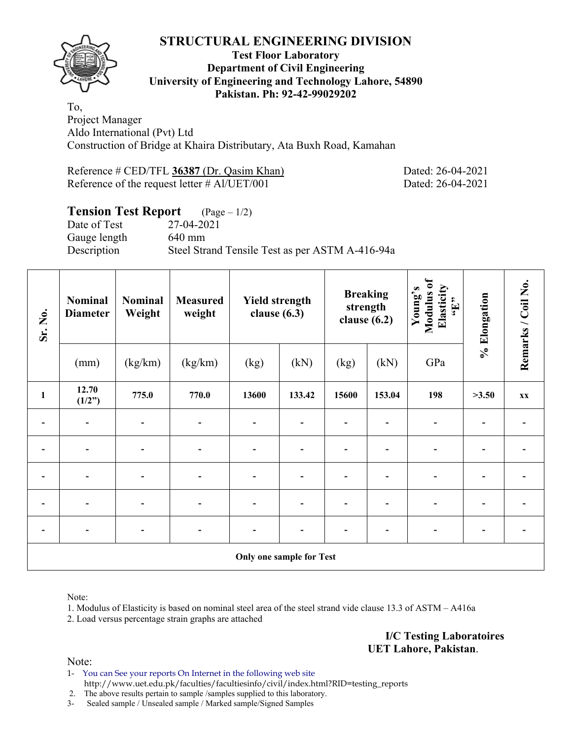# STRUCTURAL ENGINEERING DIVISION

**Test Floor Laboratory**
**Department of Civil Engineering**
**University of Engineering and Technology Lahore, 54890**
**Pakistan. Ph: 92-42-99029202**

To,
Project Manager
Aldo International (Pvt) Ltd
Construction of Bridge at Khaira Distributary, Ata Buxh Road, Kamahan

Reference # CED/TFL **36387** (Dr. Qasim Khan) Dated: 26-04-2021
Reference of the request letter # Al/UET/001 Dated: 26-04-2021

## Tension Test Report (Page – 1/2)

Date of Test 27-04-2021
Gauge length 640 mm
Description Steel Strand Tensile Test as per ASTM A-416-94a

| Sr. No. | Nominal Diameter | Nominal Weight | Measured weight | Yield strength clause (6.3) | | Breaking strength clause (6.2) | | Young's Modulus of Elasticity "E" | % Elongation | Remarks / Coil No. |
|---|---|---|---|---|---|---|---|---|---|---|
| | (mm) | (kg/km) | (kg/km) | (kg) | (kN) | (kg) | (kN) | GPa | | |
| **1** | **12.70 (1/2")** | **775.0** | **770.0** | **13600** | **133.42** | **15600** | **153.04** | **198** | **>3.50** | **xx** |
| - | - | - | - | - | - | - | - | - | - | - |
| - | - | - | - | - | - | - | - | - | - | - |
| - | - | - | - | - | - | - | - | - | - | - |
| - | - | - | - | - | - | - | - | - | - | - |
| - | - | - | - | - | - | - | - | - | - | - |
| **Only one sample for Test** | | | | | | | | | | |

Note:
1. Modulus of Elasticity is based on nominal steel area of the steel strand vide clause 13.3 of ASTM – A416a
2. Load versus percentage strain graphs are attached

**I/C Testing Laboratoires**
**UET Lahore, Pakistan**.

Note:
1- You can See your reports On Internet in the following web site
http://www.uet.edu.pk/faculties/facultiesinfo/civil/index.html?RID=testing_reports
2. The above results pertain to sample /samples supplied to this laboratory.
3- Sealed sample / Unsealed sample / Marked sample/Signed Samples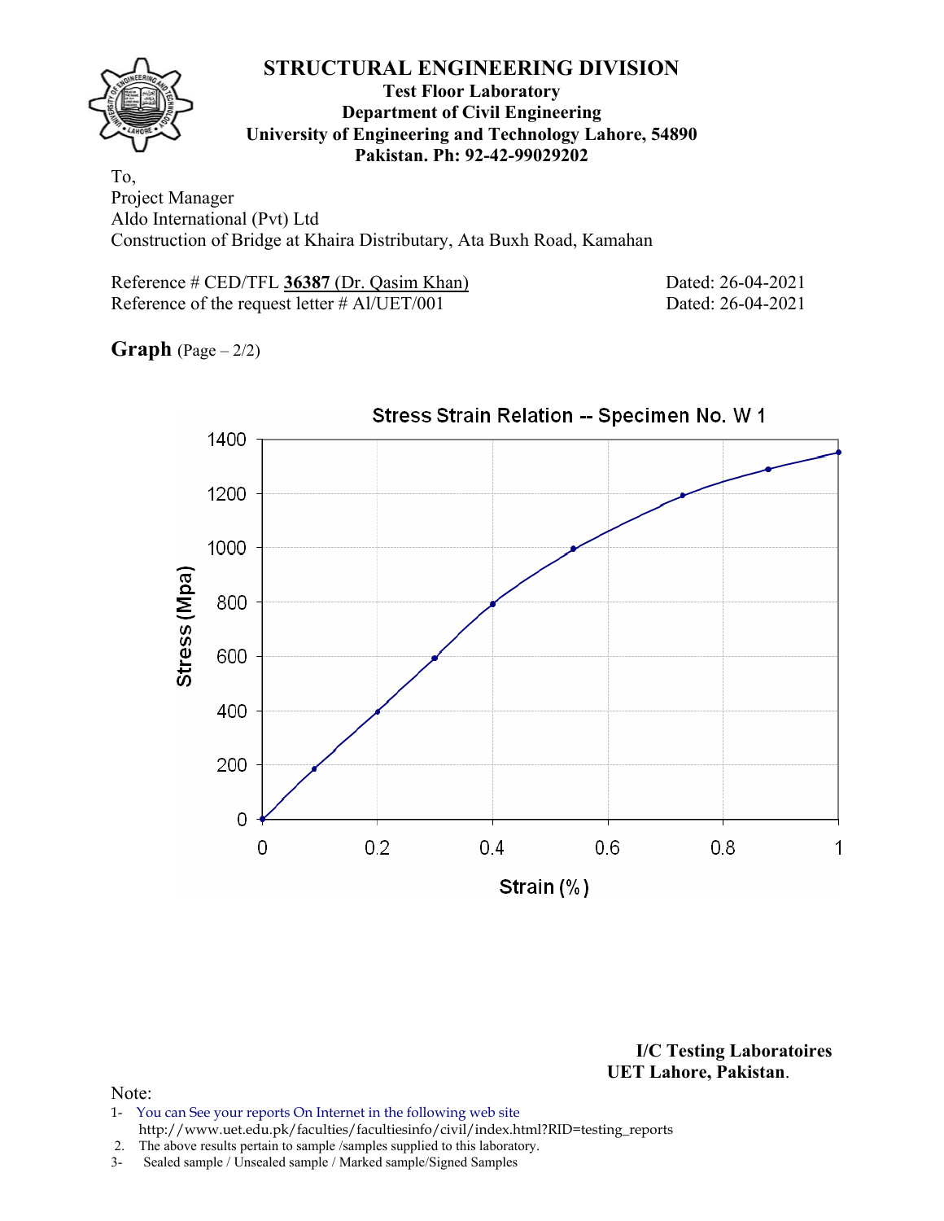# STRUCTURAL ENGINEERING DIVISION

**Test Floor Laboratory**
**Department of Civil Engineering**
**University of Engineering and Technology Lahore, 54890**
**Pakistan. Ph: 92-42-99029202**

To,
Project Manager
Aldo International (Pvt) Ltd
Construction of Bridge at Khaira Distributary, Ata Buxh Road, Kamahan

Reference # CED/TFL **36387** (Dr. Qasim Khan) Dated: 26-04-2021
Reference of the request letter # Al/UET/001 Dated: 26-04-2021

**Graph** (Page – 2/2)

Stress Strain Relation -- Specimen No. W 1

Stress (Mpa)

Strain (%)

**I/C Testing Laboratoires**
**UET Lahore, Pakistan**.

Note:

1- You can See your reports On Internet in the following web site
http://www.uet.edu.pk/faculties/facultiesinfo/civil/index.html?RID=testing_reports
2. The above results pertain to sample /samples supplied to this laboratory.
3- Sealed sample / Unsealed sample / Marked sample/Signed Samples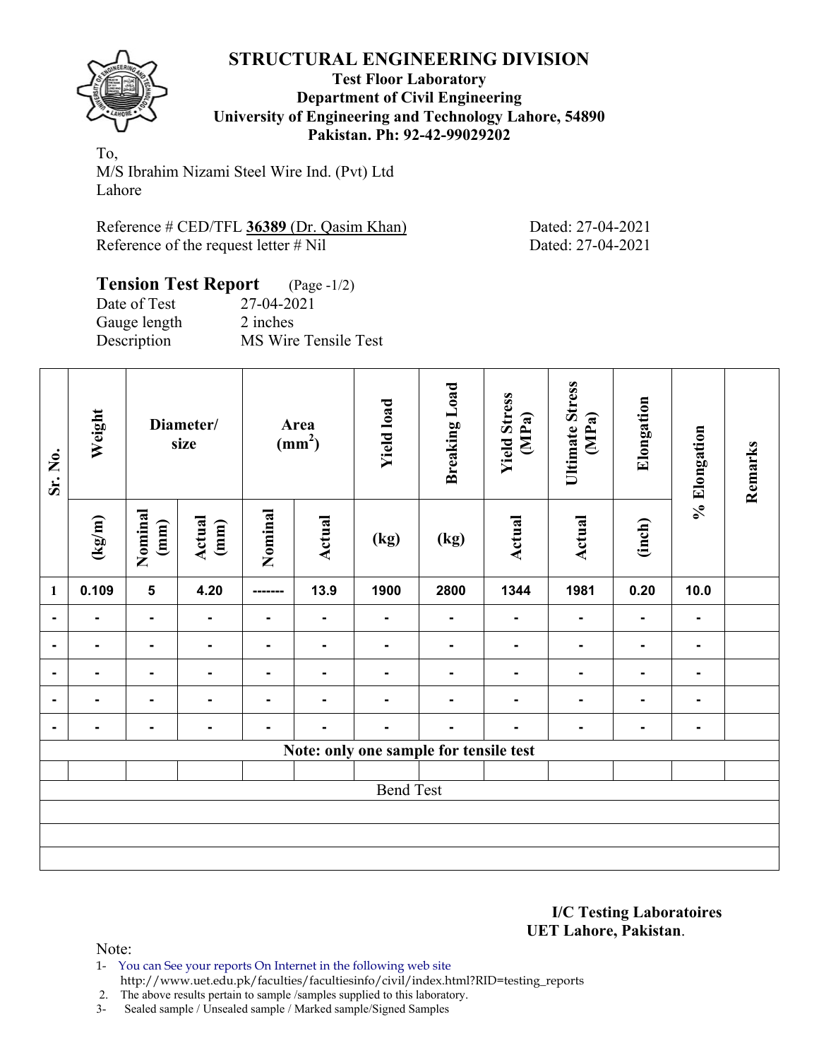# STRUCTURAL ENGINEERING DIVISION

**Test Floor Laboratory**
**Department of Civil Engineering**
**University of Engineering and Technology Lahore, 54890**
**Pakistan. Ph: 92-42-99029202**

To,
M/S Ibrahim Nizami Steel Wire Ind. (Pvt) Ltd
Lahore

Reference # CED/TFL **36389** (Dr. Qasim Khan) Dated: 27-04-2021
Reference of the request letter # Nil Dated: 27-04-2021

## Tension Test Report (Page -1/2)

Date of Test 27-04-2021
Gauge length 2 inches
Description MS Wire Tensile Test

| Sr. No. | Weight | Diameter/ size | | Area ($mm^2$) | | Yield load | Breaking Load | Yield Stress (MPa) | Ultimate Stress (MPa) | Elongation | % Elongation | Remarks |
|---|---|---|---|---|---|---|---|---|---|---|---|---|
| | (kg/m) | Nominal (mm) | Actual (mm) | Nominal | Actual | (kg) | (kg) | Actual | Actual | (inch) | | |
| 1 | 0.109 | 5 | 4.20 | ------- | 13.9 | 1900 | 2800 | 1344 | 1981 | 0.20 | 10.0 | |
| - | - | - | - | - | - | - | - | - | - | - | - | |
| - | - | - | - | - | - | - | - | - | - | - | - | |
| - | - | - | - | - | - | - | - | - | - | - | - | |
| - | - | - | - | - | - | - | - | - | - | - | - | |
| - | - | - | - | - | - | - | - | - | - | - | - | |
| **Note: only one sample for tensile test** | | | | | | | | | | | | |
| | | | | | | | | | | | | |
| Bend Test | | | | | | | | | | | | |
| | | | | | | | | | | | | |
| | | | | | | | | | | | | |
| | | | | | | | | | | | | |

**I/C Testing Laboratoires**
**UET Lahore, Pakistan**.

Note:

1- You can See your reports On Internet in the following web site
http://www.uet.edu.pk/faculties/facultiesinfo/civil/index.html?RID=testing_reports
2. The above results pertain to sample /samples supplied to this laboratory.
3- Sealed sample / Unsealed sample / Marked sample/Signed Samples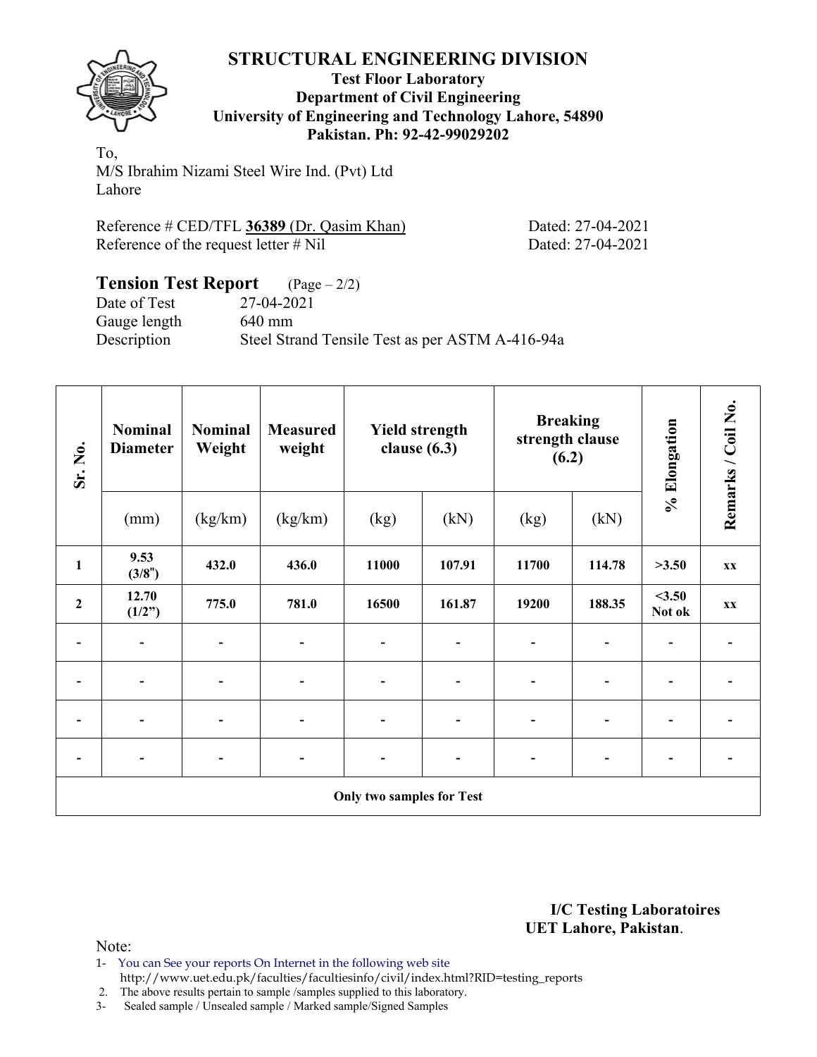# STRUCTURAL ENGINEERING DIVISION

**Test Floor Laboratory**
**Department of Civil Engineering**
**University of Engineering and Technology Lahore, 54890**
**Pakistan. Ph: 92-42-99029202**

To,
M/S Ibrahim Nizami Steel Wire Ind. (Pvt) Ltd
Lahore

Reference # CED/TFL **36389** (Dr. Qasim Khan) Dated: 27-04-2021
Reference of the request letter # Nil Dated: 27-04-2021

## Tension Test Report (Page – 2/2)

Date of Test 27-04-2021
Gauge length 640 mm
Description Steel Strand Tensile Test as per ASTM A-416-94a

| Sr. No. | Nominal Diameter | Nominal Weight | Measured weight | Yield strength clause (6.3) | | Breaking strength clause (6.2) | | % Elongation | Remarks / Coil No. |
|---|---|---|---|---|---|---|---|---|---|
| | (mm) | (kg/km) | (kg/km) | (kg) | (kN) | (kg) | (kN) | | |
| **1** | **9.53 (3/8")** | **432.0** | **436.0** | **11000** | **107.91** | **11700** | **114.78** | **>3.50** | **xx** |
| **2** | **12.70 (1/2")** | **775.0** | **781.0** | **16500** | **161.87** | **19200** | **188.35** | **<3.50 Not ok** | **xx** |
| - | - | - | - | - | - | - | - | - | - |
| - | - | - | - | - | - | - | - | - | - |
| - | - | - | - | - | - | - | - | - | - |
| - | - | - | - | - | - | - | - | - | - |
| **Only two samples for Test** | | | | | | | | | |

**I/C Testing Laboratoires**
**UET Lahore, Pakistan**.

Note:
1- You can See your reports On Internet in the following web site
http://www.uet.edu.pk/faculties/facultiesinfo/civil/index.html?RID=testing_reports
2. The above results pertain to sample /samples supplied to this laboratory.
3- Sealed sample / Unsealed sample / Marked sample/Signed Samples